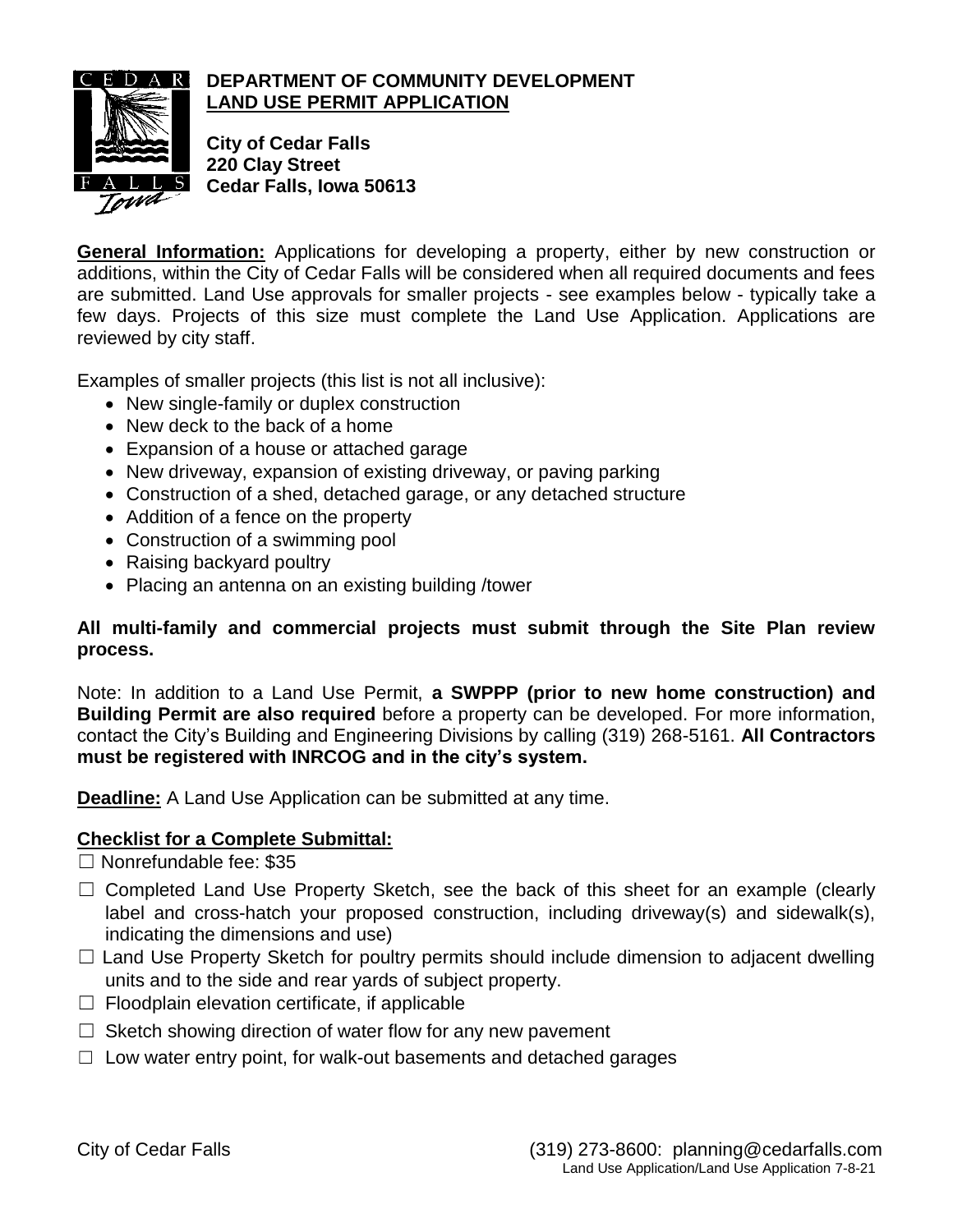# DEPARTMENT OF COMMUNITY DEVELOPMENT

## LAND USE PERMIT APPLICATION

**City of Cedar Falls**
**220 Clay Street**
**Cedar Falls, Iowa 50613**

**General Information:** Applications for developing a property, either by new construction or additions, within the City of Cedar Falls will be considered when all required documents and fees are submitted. Land Use approvals for smaller projects - see examples below - typically take a few days. Projects of this size must complete the Land Use Application. Applications are reviewed by city staff.

Examples of smaller projects (this list is not all inclusive):

- New single-family or duplex construction
- New deck to the back of a home
- Expansion of a house or attached garage
- New driveway, expansion of existing driveway, or paving parking
- Construction of a shed, detached garage, or any detached structure
- Addition of a fence on the property
- Construction of a swimming pool
- Raising backyard poultry
- Placing an antenna on an existing building /tower

**All multi-family and commercial projects must submit through the Site Plan review process.**

Note: In addition to a Land Use Permit, **a SWPPP (prior to new home construction) and Building Permit are also required** before a property can be developed. For more information, contact the City's Building and Engineering Divisions by calling (319) 268-5161. **All Contractors must be registered with INRCOG and in the city's system.**

**Deadline:** A Land Use Application can be submitted at any time.

**Checklist for a Complete Submittal:**

☐ Nonrefundable fee: $35

☐ Completed Land Use Property Sketch, see the back of this sheet for an example (clearly label and cross-hatch your proposed construction, including driveway(s) and sidewalk(s), indicating the dimensions and use)

☐ Land Use Property Sketch for poultry permits should include dimension to adjacent dwelling units and to the side and rear yards of subject property.

☐ Floodplain elevation certificate, if applicable

☐ Sketch showing direction of water flow for any new pavement

☐ Low water entry point, for walk-out basements and detached garages

City of Cedar Falls (319) 273-8600: planning@cedarfalls.com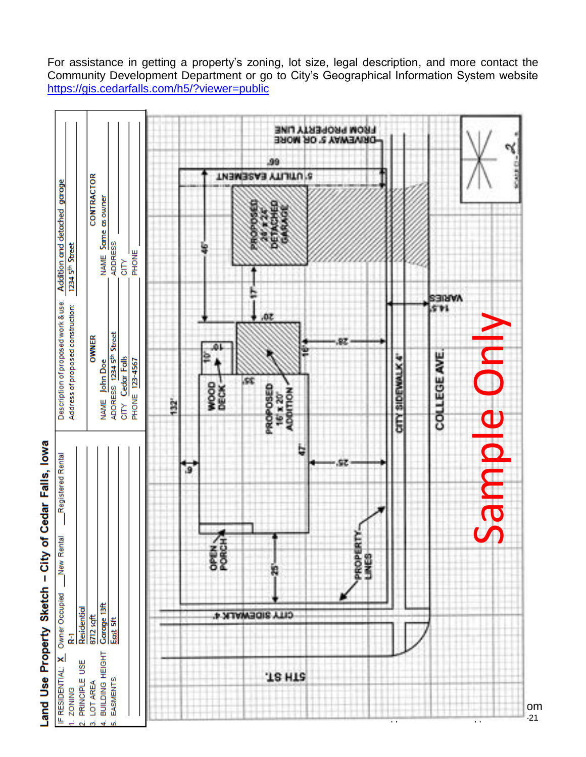For assistance in getting a property's zoning, lot size, legal description, and more contact the Community Development Department or go to City's Geographical Information System website https://gis.cedarfalls.com/h5/?viewer=public

## Land Use Property Sketch – City of Cedar Falls, Iowa

IF RESIDENTIAL: X Owner Occupied ___New Rental ___Registered Rental

1. ZONING R-1
2. PRINCIPLE USE Residential
3. LOT AREA 8712 sqft
4. BUILDING HEIGHT Garage 13ft
5. EASMENTS East 5ft

Description of proposed work & use: Addition and detached garage

Address of proposed construction: 1234 5th Street

**OWNER**

NAME John Doe

ADDRESS 1234 5th Street

CITY Cedar Falls

PHONE 123-4567

**CONTRACTOR**

NAME Same as owner

ADDRESS

CITY

PHONE

5' UTILITY EASEMENT

66'

DRIVEWAY 5' OR MORE FROM PROPERTY LINE

PROPOSED 26' x 24' DETACHED GARAGE

46'

17'

20'

14.5' VARIES

10'

10'

28'

16'

WOOD DECK

35'

PROPOSED 16' x 20' ADDITION

CITY SIDEWALK 4'

COLLEGE AVE.

132'

6'

47'

25'

OPEN PORCH

25'

PROPERTY LINES

CITY SIDEWALK 4'

5TH ST.

Sample Only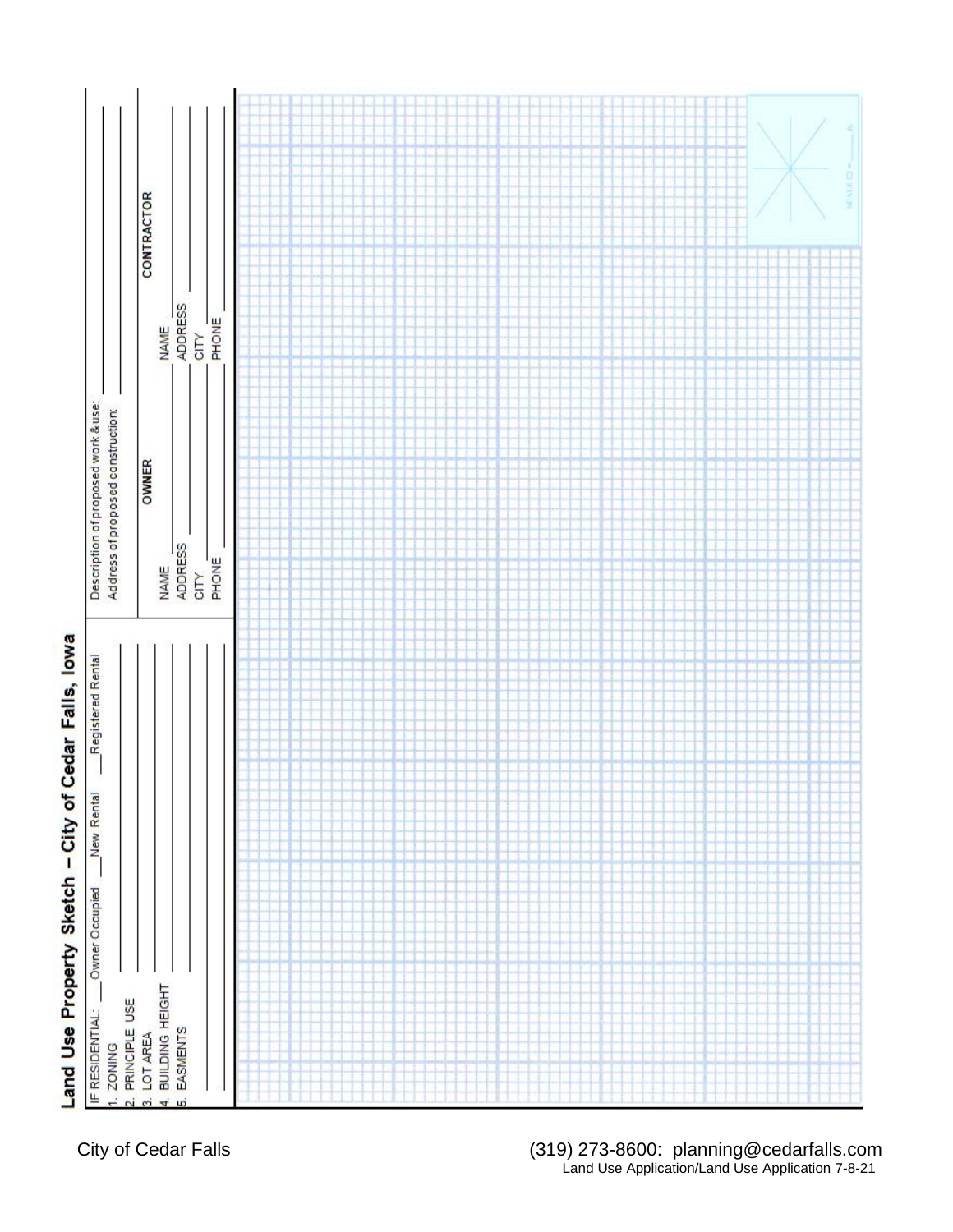# Land Use Property Sketch – City of Cedar Falls, Iowa

IF RESIDENTIAL: ___Owner Occupied ___New Rental ___Registered Rental

1. ZONING ____________
2. PRINCIPLE USE ____________
3. LOT AREA ____________
4. BUILDING HEIGHT ____________
5. EASMENTS ____________

Description of proposed work & use: ____________

Address of proposed construction: ____________

| OWNER | | CONTRACTOR | |
|---|---|---|---|
| NAME | | NAME | |
| ADDRESS | | ADDRESS | |
| CITY | | CITY | |
| PHONE | | PHONE | |

SCALE: 1" = ____ ft.

City of Cedar Falls

(319) 273-8600: planning@cedarfalls.com

Land Use Application/Land Use Application 7-8-21